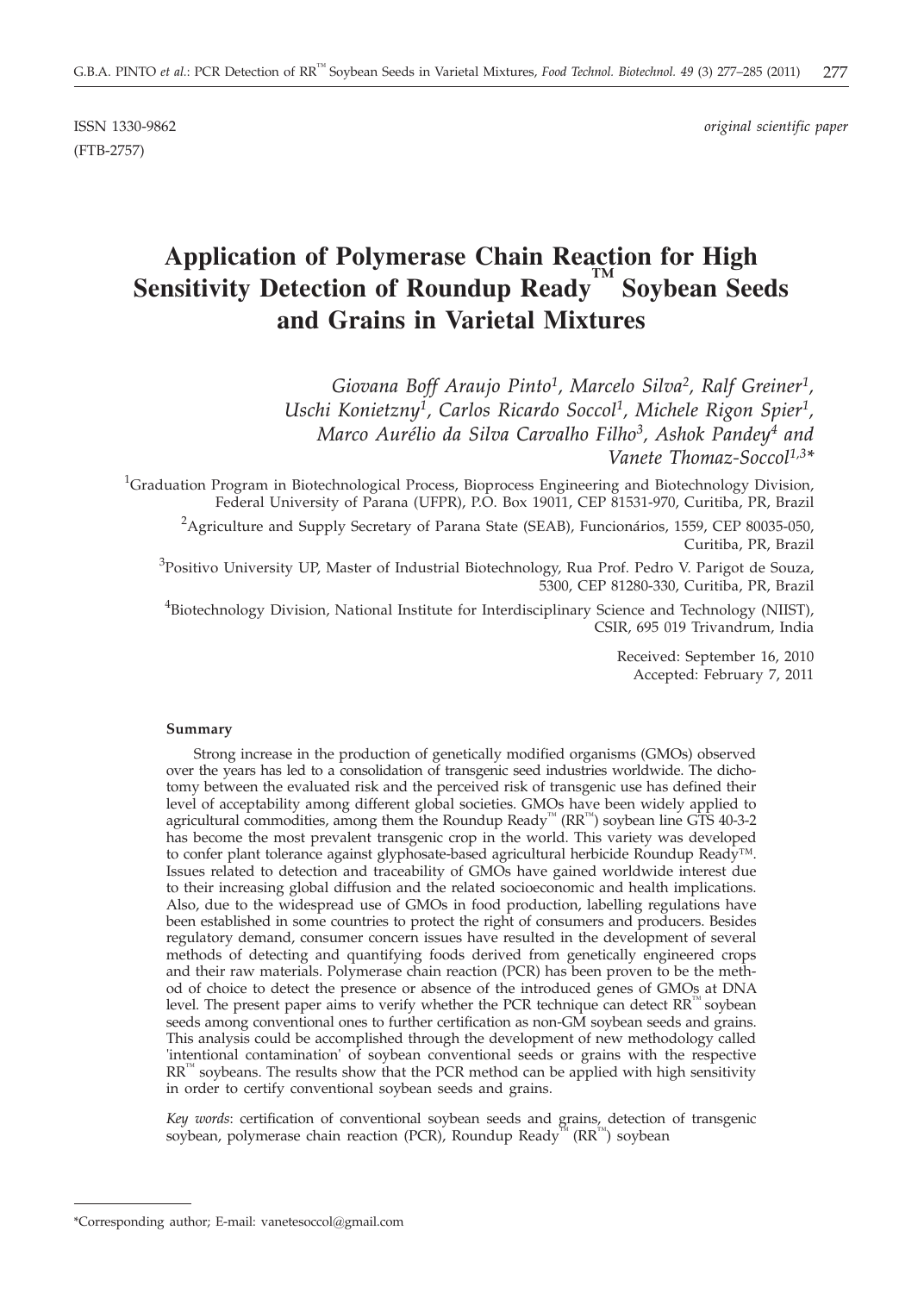ISSN 1330-9862 *original scientific paper*
(FTB-2757)

# Application of Polymerase Chain Reaction for High Sensitivity Detection of Roundup Ready™ Soybean Seeds and Grains in Varietal Mixtures

*Giovana Boff Araujo Pinto[1], Marcelo Silva[2], Ralf Greiner[1], Uschi Konietzny[1], Carlos Ricardo Soccol[1], Michele Rigon Spier[1], Marco Aurélio da Silva Carvalho Filho[3], Ashok Pandey[4] and Vanete Thomaz-Soccol[1,3]**

[1]Graduation Program in Biotechnological Process, Bioprocess Engineering and Biotechnology Division, Federal University of Parana (UFPR), P.O. Box 19011, CEP 81531-970, Curitiba, PR, Brazil

[2]Agriculture and Supply Secretary of Parana State (SEAB), Funcionários, 1559, CEP 80035-050, Curitiba, PR, Brazil

[3]Positivo University UP, Master of Industrial Biotechnology, Rua Prof. Pedro V. Parigot de Souza, 5300, CEP 81280-330, Curitiba, PR, Brazil

[4]Biotechnology Division, National Institute for Interdisciplinary Science and Technology (NIIST), CSIR, 695 019 Trivandrum, India

Received: September 16, 2010
Accepted: February 7, 2011

## Summary

Strong increase in the production of genetically modified organisms (GMOs) observed over the years has led to a consolidation of transgenic seed industries worldwide. The dichotomy between the evaluated risk and the perceived risk of transgenic use has defined their level of acceptability among different global societies. GMOs have been widely applied to agricultural commodities, among them the Roundup Ready™ (RR™) soybean line GTS 40-3-2 has become the most prevalent transgenic crop in the world. This variety was developed to confer plant tolerance against glyphosate-based agricultural herbicide Roundup Ready™. Issues related to detection and traceability of GMOs have gained worldwide interest due to their increasing global diffusion and the related socioeconomic and health implications. Also, due to the widespread use of GMOs in food production, labelling regulations have been established in some countries to protect the right of consumers and producers. Besides regulatory demand, consumer concern issues have resulted in the development of several methods of detecting and quantifying foods derived from genetically engineered crops and their raw materials. Polymerase chain reaction (PCR) has been proven to be the method of choice to detect the presence or absence of the introduced genes of GMOs at DNA level. The present paper aims to verify whether the PCR technique can detect RR™ soybean seeds among conventional ones to further certification as non-GM soybean seeds and grains. This analysis could be accomplished through the development of new methodology called 'intentional contamination' of soybean conventional seeds or grains with the respective RR™ soybeans. The results show that the PCR method can be applied with high sensitivity in order to certify conventional soybean seeds and grains.

*Key words*: certification of conventional soybean seeds and grains, detection of transgenic soybean, polymerase chain reaction (PCR), Roundup Ready™ (RR™) soybean

*Corresponding author; E-mail: vanetesoccol@gmail.com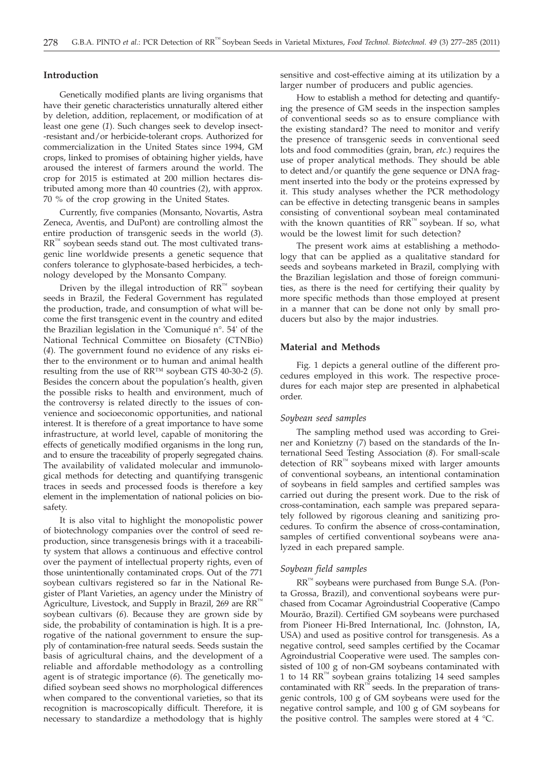## Introduction

Genetically modified plants are living organisms that have their genetic characteristics unnaturally altered either by deletion, addition, replacement, or modification of at least one gene (*1*). Such changes seek to develop insect-resistant and/or herbicide-tolerant crops. Authorized for commercialization in the United States since 1994, GM crops, linked to promises of obtaining higher yields, have aroused the interest of farmers around the world. The crop for 2015 is estimated at 200 million hectares distributed among more than 40 countries (*2*), with approx. 70 % of the crop growing in the United States.

Currently, five companies (Monsanto, Novartis, Astra Zeneca, Aventis, and DuPont) are controlling almost the entire production of transgenic seeds in the world (*3*). RR™ soybean seeds stand out. The most cultivated transgenic line worldwide presents a genetic sequence that confers tolerance to glyphosate-based herbicides, a technology developed by the Monsanto Company.

Driven by the illegal introduction of RR™ soybean seeds in Brazil, the Federal Government has regulated the production, trade, and consumption of what will become the first transgenic event in the country and edited the Brazilian legislation in the 'Comuniqué n°. 54' of the National Technical Committee on Biosafety (CTNBio) (*4*). The government found no evidence of any risks either to the environment or to human and animal health resulting from the use of RR™ soybean GTS 40-30-2 (*5*). Besides the concern about the population's health, given the possible risks to health and environment, much of the controversy is related directly to the issues of convenience and socioeconomic opportunities, and national interest. It is therefore of a great importance to have some infrastructure, at world level, capable of monitoring the effects of genetically modified organisms in the long run, and to ensure the traceability of properly segregated chains. The availability of validated molecular and immunological methods for detecting and quantifying transgenic traces in seeds and processed foods is therefore a key element in the implementation of national policies on biosafety.

It is also vital to highlight the monopolistic power of biotechnology companies over the control of seed reproduction, since transgenesis brings with it a traceability system that allows a continuous and effective control over the payment of intellectual property rights, even of those unintentionally contaminated crops. Out of the 771 soybean cultivars registered so far in the National Register of Plant Varieties, an agency under the Ministry of Agriculture, Livestock, and Supply in Brazil, 269 are RR™ soybean cultivars (*6*). Because they are grown side by side, the probability of contamination is high. It is a prerogative of the national government to ensure the supply of contamination-free natural seeds. Seeds sustain the basis of agricultural chains, and the development of a reliable and affordable methodology as a controlling agent is of strategic importance (*6*). The genetically modified soybean seed shows no morphological differences when compared to the conventional varieties, so that its recognition is macroscopically difficult. Therefore, it is necessary to standardize a methodology that is highly sensitive and cost-effective aiming at its utilization by a larger number of producers and public agencies.

How to establish a method for detecting and quantifying the presence of GM seeds in the inspection samples of conventional seeds so as to ensure compliance with the existing standard? The need to monitor and verify the presence of transgenic seeds in conventional seed lots and food commodities (grain, bran, *etc.*) requires the use of proper analytical methods. They should be able to detect and/or quantify the gene sequence or DNA fragment inserted into the body or the proteins expressed by it. This study analyses whether the PCR methodology can be effective in detecting transgenic beans in samples consisting of conventional soybean meal contaminated with the known quantities of RR™ soybean. If so, what would be the lowest limit for such detection?

The present work aims at establishing a methodology that can be applied as a qualitative standard for seeds and soybeans marketed in Brazil, complying with the Brazilian legislation and those of foreign communities, as there is the need for certifying their quality by more specific methods than those employed at present in a manner that can be done not only by small producers but also by the major industries.

## Material and Methods

Fig. 1 depicts a general outline of the different procedures employed in this work. The respective procedures for each major step are presented in alphabetical order.

### *Soybean seed samples*

The sampling method used was according to Greiner and Konietzny (*7*) based on the standards of the International Seed Testing Association (*8*). For small-scale detection of RR™ soybeans mixed with larger amounts of conventional soybeans, an intentional contamination of soybeans in field samples and certified samples was carried out during the present work. Due to the risk of cross-contamination, each sample was prepared separately followed by rigorous cleaning and sanitizing procedures. To confirm the absence of cross-contamination, samples of certified conventional soybeans were analyzed in each prepared sample.

### *Soybean field samples*

RR™ soybeans were purchased from Bunge S.A. (Ponta Grossa, Brazil), and conventional soybeans were purchased from Cocamar Agroindustrial Cooperative (Campo Mourão, Brazil). Certified GM soybeans were purchased from Pioneer Hi-Bred International, Inc. (Johnston, IA, USA) and used as positive control for transgenesis. As a negative control, seed samples certified by the Cocamar Agroindustrial Cooperative were used. The samples consisted of 100 g of non-GM soybeans contaminated with 1 to 14 RR™ soybean grains totalizing 14 seed samples contaminated with RR™ seeds. In the preparation of transgenic controls, 100 g of GM soybeans were used for the negative control sample, and 100 g of GM soybeans for the positive control. The samples were stored at 4 °C.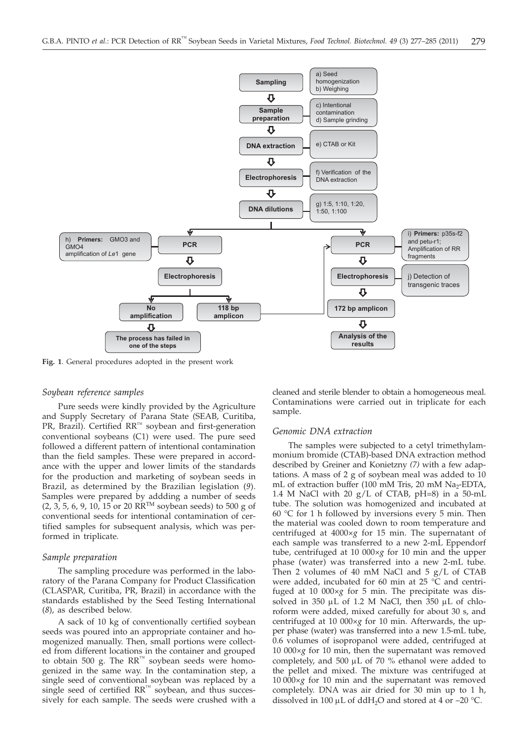Sampling

a) Seed homogenization
b) Weighing

Sample preparation

c) Intentional contamination
d) Sample grinding

DNA extraction

e) CTAB or Kit

Electrophoresis

f) Verification of the DNA extraction

DNA dilutions

g) 1:5, 1:10, 1:20, 1:50, 1:100

h) **Primers:** GMO3 and GMO4 amplification of *Le*1 gene

PCR

Electrophoresis

No amplification

118 bp amplicon

The process has failed in one of the steps

i) **Primers:** p35s-f2 and petu-r1; Amplification of RR fragments

PCR

Electrophoresis

j) Detection of transgenic traces

172 bp amplicon

Analysis of the results

**Fig. 1**. General procedures adopted in the present work

### *Soybean reference samples*

Pure seeds were kindly provided by the Agriculture and Supply Secretary of Parana State (SEAB, Curitiba, PR, Brazil). Certified RR™ soybean and first-generation conventional soybeans (C1) were used. The pure seed followed a different pattern of intentional contamination than the field samples. These were prepared in accordance with the upper and lower limits of the standards for the production and marketing of soybean seeds in Brazil, as determined by the Brazilian legislation (*9*). Samples were prepared by addding a number of seeds (2, 3, 5, 6, 9, 10, 15 or 20 RR™ soybean seeds) to 500 g of conventional seeds for intentional contamination of certified samples for subsequent analysis, which was performed in triplicate.

### *Sample preparation*

The sampling procedure was performed in the laboratory of the Parana Company for Product Classification (CLASPAR, Curitiba, PR, Brazil) in accordance with the standards established by the Seed Testing International (*8*), as described below.

A sack of 10 kg of conventionally certified soybean seeds was poured into an appropriate container and homogenized manually. Then, small portions were collected from different locations in the container and grouped to obtain 500 g. The RR™ soybean seeds were homogenized in the same way. In the contamination step, a single seed of conventional soybean was replaced by a single seed of certified RR™ soybean, and thus successively for each sample. The seeds were crushed with a cleaned and sterile blender to obtain a homogeneous meal. Contaminations were carried out in triplicate for each sample.

### *Genomic DNA extraction*

The samples were subjected to a cetyl trimethylammonium bromide (CTAB)-based DNA extraction method described by Greiner and Konietzny *(7)* with a few adaptations. A mass of 2 g of soybean meal was added to 10 mL of extraction buffer (100 mM Tris, 20 mM $Na_2$-EDTA, 1.4 M NaCl with 20 g/L of CTAB, pH=8) in a 50-mL tube. The solution was homogenized and incubated at 60 °C for 1 h followed by inversions every 5 min. Then the material was cooled down to room temperature and centrifuged at 4000×*g* for 15 min. The supernatant of each sample was transferred to a new 2-mL Eppendorf tube, centrifuged at 10 000×*g* for 10 min and the upper phase (water) was transferred into a new 2-mL tube. Then 2 volumes of 40 mM NaCl and 5 g/L of CTAB were added, incubated for 60 min at 25 °C and centrifuged at 10 000×*g* for 5 min. The precipitate was dissolved in 350 μL of 1.2 M NaCl, then 350 μL of chloroform were added, mixed carefully for about 30 s, and centrifuged at 10 000×*g* for 10 min. Afterwards, the upper phase (water) was transferred into a new 1.5-mL tube, 0.6 volumes of isopropanol were added, centrifuged at 10 000×*g* for 10 min, then the supernatant was removed completely, and 500 μL of 70 % ethanol were added to the pellet and mixed. The mixture was centrifuged at 10 000×*g* for 10 min and the supernatant was removed completely. DNA was air dried for 30 min up to 1 h, dissolved in 100 μL of $ddH_2O$ and stored at 4 or –20 °C.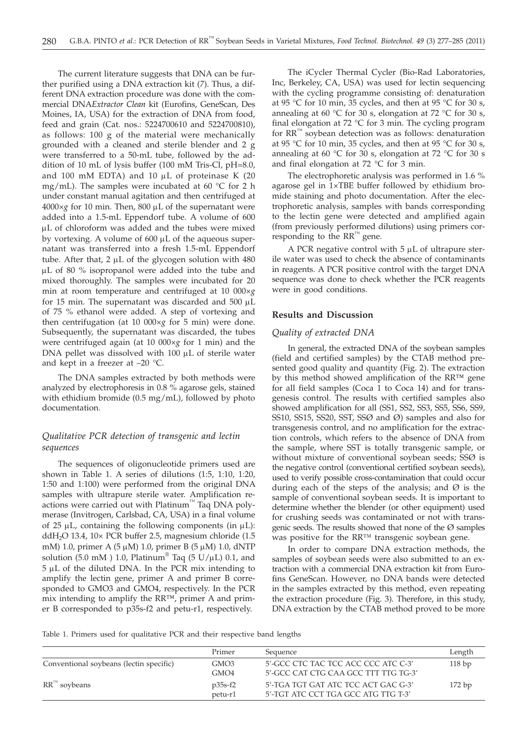The current literature suggests that DNA can be further purified using a DNA extraction kit (7). Thus, a different DNA extraction procedure was done with the commercial DNA*Extractor Clean* kit (Eurofins, GeneScan, Des Moines, IA, USA) for the extraction of DNA from food, feed and grain (Cat. nos.: 5224700610 and 5224700810), as follows: 100 g of the material were mechanically grounded with a cleaned and sterile blender and 2 g were transferred to a 50-mL tube, followed by the addition of 10 mL of lysis buffer (100 mM Tris-Cl, pH=8.0, and 100 mM EDTA) and 10 μL of proteinase K (20 mg/mL). The samples were incubated at 60 °C for 2 h under constant manual agitation and then centrifuged at 4000×*g* for 10 min. Then, 800 μL of the supernatant were added into a 1.5-mL Eppendorf tube. A volume of 600 μL of chloroform was added and the tubes were mixed by vortexing. A volume of 600 μL of the aqueous supernatant was transferred into a fresh 1.5-mL Eppendorf tube. After that, 2 μL of the glycogen solution with 480 μL of 80 % isopropanol were added into the tube and mixed thoroughly. The samples were incubated for 20 min at room temperature and centrifuged at 10 000×*g* for 15 min. The supernatant was discarded and 500 μL of 75 % ethanol were added. A step of vortexing and then centrifugation (at 10 000×*g* for 5 min) were done. Subsequently, the supernatant was discarded, the tubes were centrifuged again (at 10 000×*g* for 1 min) and the DNA pellet was dissolved with 100 μL of sterile water and kept in a freezer at –20 °C.

The DNA samples extracted by both methods were analyzed by electrophoresis in 0.8 % agarose gels, stained with ethidium bromide (0.5 mg/mL), followed by photo documentation.

### *Qualitative PCR detection of transgenic and lectin sequences*

The sequences of oligonucleotide primers used are shown in Table 1. A series of dilutions (1:5, 1:10, 1:20, 1:50 and 1:100) were performed from the original DNA samples with ultrapure sterile water. Amplification reactions were carried out with Platinum™ Taq DNA polymerase (Invitrogen, Carlsbad, CA, USA) in a final volume of 25 μL, containing the following components (in μL): dd$H_2O$ 13.4, 10× PCR buffer 2.5, magnesium chloride (1.5 mM) 1.0, primer A (5 μM) 1.0, primer B (5 μM) 1.0, dNTP solution (5.0 mM ) 1.0, Platinum® Taq (5 U/μL) 0.1, and 5 μL of the diluted DNA. In the PCR mix intending to amplify the lectin gene, primer A and primer B corresponded to GMO3 and GMO4, respectively. In the PCR mix intending to amplify the RR™, primer A and primer B corresponded to p35s-f2 and petu-r1, respectively.

The iCycler Thermal Cycler (Bio-Rad Laboratories, Inc, Berkeley, CA, USA) was used for lectin sequencing with the cycling programme consisting of: denaturation at 95 °C for 10 min, 35 cycles, and then at 95 °C for 30 s, annealing at 60 °C for 30 s, elongation at 72 °C for 30 s, final elongation at 72 °C for 3 min. The cycling program for RR™ soybean detection was as follows: denaturation at 95 °C for 10 min, 35 cycles, and then at 95 °C for 30 s, annealing at 60 °C for 30 s, elongation at 72 °C for 30 s and final elongation at 72 °C for 3 min.

The electrophoretic analysis was performed in 1.6 % agarose gel in 1×TBE buffer followed by ethidium bromide staining and photo documentation. After the electrophoretic analysis, samples with bands corresponding to the lectin gene were detected and amplified again (from previously performed dilutions) using primers corresponding to the RR™ gene.

A PCR negative control with 5 μL of ultrapure sterile water was used to check the absence of contaminants in reagents. A PCR positive control with the target DNA sequence was done to check whether the PCR reagents were in good conditions.

## Results and Discussion

### *Quality of extracted DNA*

In general, the extracted DNA of the soybean samples (field and certified samples) by the CTAB method presented good quality and quantity (Fig. 2). The extraction by this method showed amplification of the RR™ gene for all field samples (Coca 1 to Coca 14) and for transgenesis control. The results with certified samples also showed amplification for all (SS1, SS2, SS3, SS5, SS6, SS9, SS10, SS15, SS20, SST, SSØ and Ø) samples and also for transgenesis control, and no amplification for the extraction controls, which refers to the absence of DNA from the sample, where SST is totally transgenic sample, or without mixture of conventional soybean seeds; SSØ is the negative control (conventional certified soybean seeds), used to verify possible cross-contamination that could occur during each of the steps of the analysis; and Ø is the sample of conventional soybean seeds. It is important to determine whether the blender (or other equipment) used for crushing seeds was contaminated or not with transgenic seeds. The results showed that none of the Ø samples was positive for the RR™ transgenic soybean gene.

In order to compare DNA extraction methods, the samples of soybean seeds were also submitted to an extraction with a commercial DNA extraction kit from Eurofins GeneScan. However, no DNA bands were detected in the samples extracted by this method, even repeating the extraction procedure (Fig. 3). Therefore, in this study, DNA extraction by the CTAB method proved to be more

Table 1. Primers used for qualitative PCR and their respective band lengths

| | Primer | Sequence | Length |
|---|---|---|---|
| Conventional soybeans (lectin specific) | GMO3 | 5'-GCC CTC TAC TCC ACC CCC ATC C-3' | 118 bp |
| | GMO4 | 5'-GCC CAT CTG CAA GCC TTT TTG TG-3' | |
| RR™ soybeans | p35s-f2 | 5'-TGA TGT GAT ATC TCC ACT GAC G-3' | 172 bp |
| | petu-r1 | 5'-TGT ATC CCT TGA GCC ATG TTG T-3' | |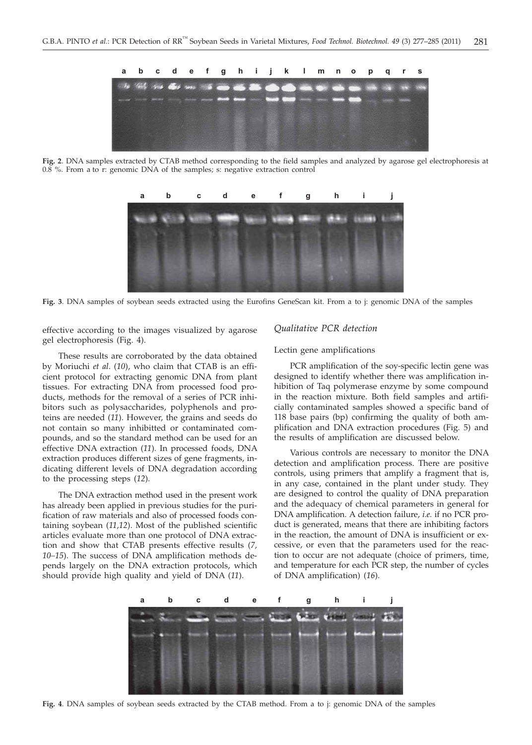a b c d e f g h i j k l m n o p q r s

**Fig. 2**. DNA samples extracted by CTAB method corresponding to the field samples and analyzed by agarose gel electrophoresis at 0.8 %. From a to r: genomic DNA of the samples; s: negative extraction control

a b c d e f g h i j

**Fig. 3**. DNA samples of soybean seeds extracted using the Eurofins GeneScan kit. From a to j: genomic DNA of the samples

effective according to the images visualized by agarose gel electrophoresis (Fig. 4).

These results are corroborated by the data obtained by Moriuchi *et al.* (*10*), who claim that CTAB is an efficient protocol for extracting genomic DNA from plant tissues. For extracting DNA from processed food products, methods for the removal of a series of PCR inhibitors such as polysaccharides, polyphenols and proteins are needed (*11*). However, the grains and seeds do not contain so many inhibitted or contaminated compounds, and so the standard method can be used for an effective DNA extraction (*11*). In processed foods, DNA extraction produces different sizes of gene fragments, indicating different levels of DNA degradation according to the processing steps (*12*).

The DNA extraction method used in the present work has already been applied in previous studies for the purification of raw materials and also of processed foods containing soybean (*11,12*). Most of the published scientific articles evaluate more than one protocol of DNA extraction and show that CTAB presents effective results (*7, 10–15*). The success of DNA amplification methods depends largely on the DNA extraction protocols, which should provide high quality and yield of DNA (*11*).

## *Qualitative PCR detection*

### Lectin gene amplifications

PCR amplification of the soy-specific lectin gene was designed to identify whether there was amplification inhibition of Taq polymerase enzyme by some compound in the reaction mixture. Both field samples and artificially contaminated samples showed a specific band of 118 base pairs (bp) confirming the quality of both amplification and DNA extraction procedures (Fig. 5) and the results of amplification are discussed below.

Various controls are necessary to monitor the DNA detection and amplification process. There are positive controls, using primers that amplify a fragment that is, in any case, contained in the plant under study. They are designed to control the quality of DNA preparation and the adequacy of chemical parameters in general for DNA amplification. A detection failure, *i.e.* if no PCR product is generated, means that there are inhibiting factors in the reaction, the amount of DNA is insufficient or excessive, or even that the parameters used for the reaction to occur are not adequate (choice of primers, time, and temperature for each PCR step, the number of cycles of DNA amplification) (*16*).

a b c d e f g h i j

**Fig. 4**. DNA samples of soybean seeds extracted by the CTAB method. From a to j: genomic DNA of the samples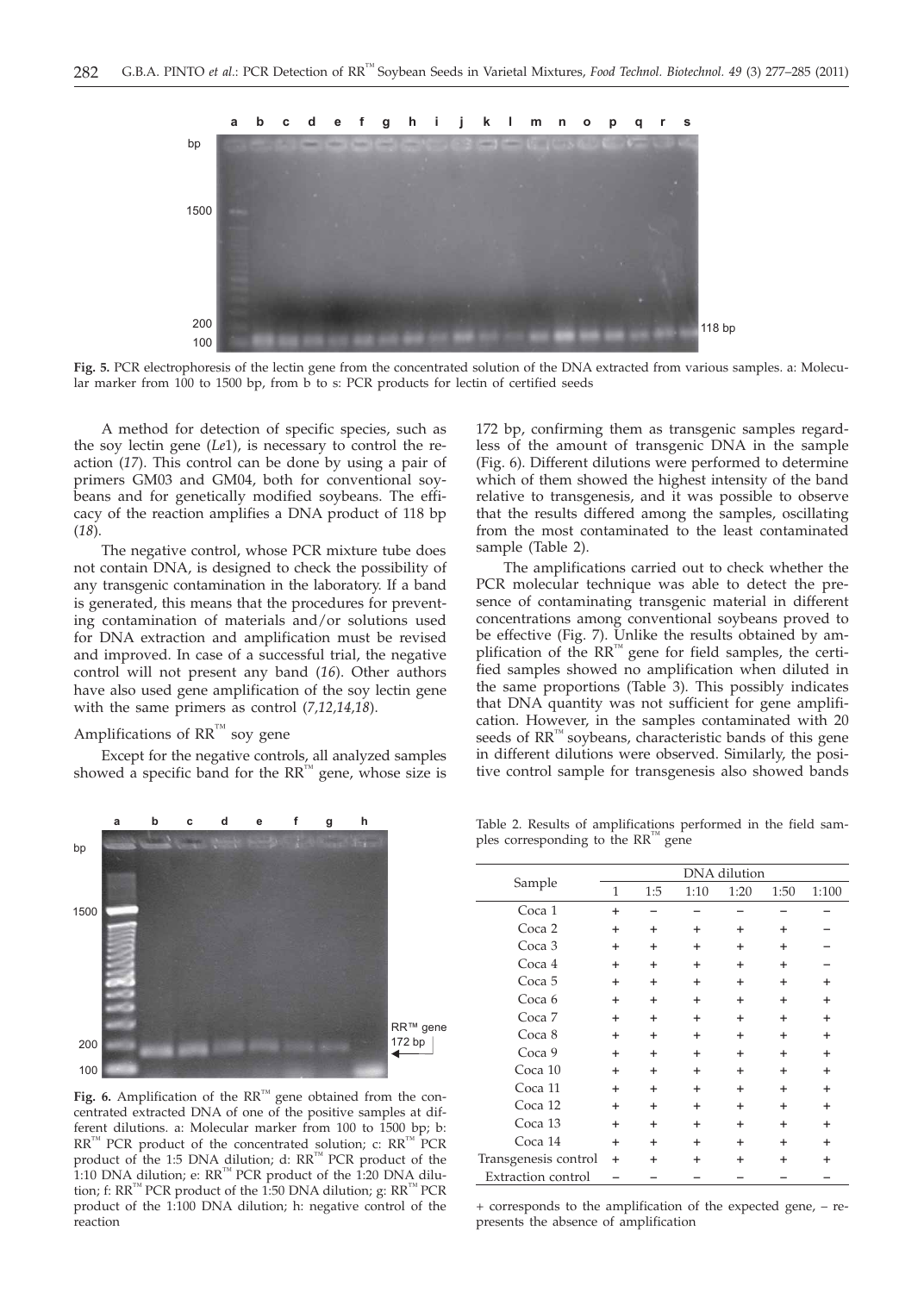a b c d e f g h i j k l m n o p q r s

bp

1500

200

100

118 bp

**Fig. 5.** PCR electrophoresis of the lectin gene from the concentrated solution of the DNA extracted from various samples. a: Molecular marker from 100 to 1500 bp, from b to s: PCR products for lectin of certified seeds

A method for detection of specific species, such as the soy lectin gene (*Le*1), is necessary to control the reaction (*17*). This control can be done by using a pair of primers GM03 and GM04, both for conventional soybeans and for genetically modified soybeans. The efficacy of the reaction amplifies a DNA product of 118 bp (*18*).

The negative control, whose PCR mixture tube does not contain DNA, is designed to check the possibility of any transgenic contamination in the laboratory. If a band is generated, this means that the procedures for preventing contamination of materials and/or solutions used for DNA extraction and amplification must be revised and improved. In case of a successful trial, the negative control will not present any band (*16*). Other authors have also used gene amplification of the soy lectin gene with the same primers as control (*7,12,14,18*).

### Amplifications of RR™ soy gene

Except for the negative controls, all analyzed samples showed a specific band for the RR™ gene, whose size is 172 bp, confirming them as transgenic samples regardless of the amount of transgenic DNA in the sample (Fig. 6). Different dilutions were performed to determine which of them showed the highest intensity of the band relative to transgenesis, and it was possible to observe that the results differed among the samples, oscillating from the most contaminated to the least contaminated sample (Table 2).

The amplifications carried out to check whether the PCR molecular technique was able to detect the presence of contaminating transgenic material in different concentrations among conventional soybeans proved to be effective (Fig. 7). Unlike the results obtained by amplification of the RR™ gene for field samples, the certified samples showed no amplification when diluted in the same proportions (Table 3). This possibly indicates that DNA quantity was not sufficient for gene amplification. However, in the samples contaminated with 20 seeds of RR™ soybeans, characteristic bands of this gene in different dilutions were observed. Similarly, the positive control sample for transgenesis also showed bands

a b c d e f g h

bp

1500

200

100

RR™ gene
172 bp

**Fig. 6.** Amplification of the RR™ gene obtained from the concentrated extracted DNA of one of the positive samples at different dilutions. a: Molecular marker from 100 to 1500 bp; b: RR™ PCR product of the concentrated solution; c: RR™ PCR product of the 1:5 DNA dilution; d: RR™ PCR product of the 1:10 DNA dilution; e: RR™ PCR product of the 1:20 DNA dilution; f: RR™ PCR product of the 1:50 DNA dilution; g: RR™ PCR product of the 1:100 DNA dilution; h: negative control of the reaction

Table 2. Results of amplifications performed in the field samples corresponding to the RR™ gene

| Sample | DNA dilution | | | | | |
|---|---|---|---|---|---|---|
| | 1 | 1:5 | 1:10 | 1:20 | 1:50 | 1:100 |
| Coca 1 | + | – | – | – | – | – |
| Coca 2 | + | + | + | + | + | – |
| Coca 3 | + | + | + | + | + | – |
| Coca 4 | + | + | + | + | + | – |
| Coca 5 | + | + | + | + | + | + |
| Coca 6 | + | + | + | + | + | + |
| Coca 7 | + | + | + | + | + | + |
| Coca 8 | + | + | + | + | + | + |
| Coca 9 | + | + | + | + | + | + |
| Coca 10 | + | + | + | + | + | + |
| Coca 11 | + | + | + | + | + | + |
| Coca 12 | + | + | + | + | + | + |
| Coca 13 | + | + | + | + | + | + |
| Coca 14 | + | + | + | + | + | + |
| Transgenesis control | + | + | + | + | + | + |
| Extraction control | – | – | – | – | – | – |

+ corresponds to the amplification of the expected gene, – represents the absence of amplification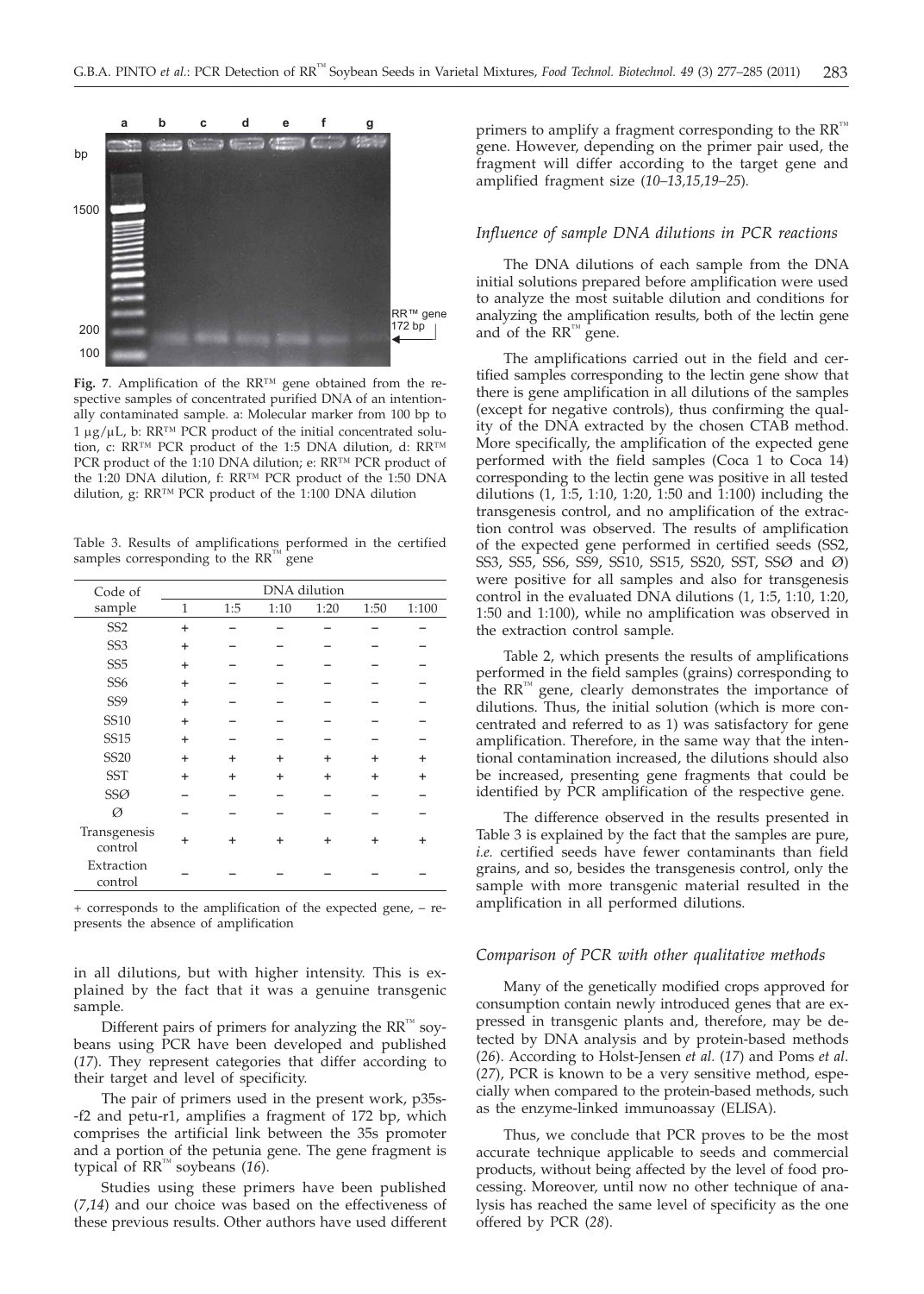a b c d e f g

bp

1500

200

100

RR™ gene 172 bp

**Fig. 7**. Amplification of the RR™ gene obtained from the respective samples of concentrated purified DNA of an intentionally contaminated sample. a: Molecular marker from 100 bp to 1 μg/μL, b: RR™ PCR product of the initial concentrated solution, c: RR™ PCR product of the 1:5 DNA dilution, d: RR™ PCR product of the 1:10 DNA dilution; e: RR™ PCR product of the 1:20 DNA dilution, f: RR™ PCR product of the 1:50 DNA dilution, g: RR™ PCR product of the 1:100 DNA dilution

Table 3. Results of amplifications performed in the certified samples corresponding to the RR™ gene

| Code of sample | DNA dilution | | | | | |
|---|---|---|---|---|---|---|
| | 1 | 1:5 | 1:10 | 1:20 | 1:50 | 1:100 |
| SS2 | + | – | – | – | – | – |
| SS3 | + | – | – | – | – | – |
| SS5 | + | – | – | – | – | – |
| SS6 | + | – | – | – | – | – |
| SS9 | + | – | – | – | – | – |
| SS10 | + | – | – | – | – | – |
| SS15 | + | – | – | – | – | – |
| SS20 | + | + | + | + | + | + |
| SST | + | + | + | + | + | + |
| SSØ | – | – | – | – | – | – |
| Ø | – | – | – | – | – | – |
| Transgenesis control | + | + | + | + | + | + |
| Extraction control | – | – | – | – | – | – |

+ corresponds to the amplification of the expected gene, – represents the absence of amplification

in all dilutions, but with higher intensity. This is explained by the fact that it was a genuine transgenic sample.

Different pairs of primers for analyzing the RR™ soybeans using PCR have been developed and published (*17*). They represent categories that differ according to their target and level of specificity.

The pair of primers used in the present work, p35s-f2 and petu-r1, amplifies a fragment of 172 bp, which comprises the artificial link between the 35s promoter and a portion of the petunia gene. The gene fragment is typical of RR™ soybeans (*16*).

Studies using these primers have been published (*7,14*) and our choice was based on the effectiveness of these previous results. Other authors have used different primers to amplify a fragment corresponding to the RR™ gene. However, depending on the primer pair used, the fragment will differ according to the target gene and amplified fragment size (*10–13,15,19–25*).

### *Influence of sample DNA dilutions in PCR reactions*

The DNA dilutions of each sample from the DNA initial solutions prepared before amplification were used to analyze the most suitable dilution and conditions for analyzing the amplification results, both of the lectin gene and of the RR™ gene.

The amplifications carried out in the field and certified samples corresponding to the lectin gene show that there is gene amplification in all dilutions of the samples (except for negative controls), thus confirming the quality of the DNA extracted by the chosen CTAB method. More specifically, the amplification of the expected gene performed with the field samples (Coca 1 to Coca 14) corresponding to the lectin gene was positive in all tested dilutions (1, 1:5, 1:10, 1:20, 1:50 and 1:100) including the transgenesis control, and no amplification of the extraction control was observed. The results of amplification of the expected gene performed in certified seeds (SS2, SS3, SS5, SS6, SS9, SS10, SS15, SS20, SST, SSØ and Ø) were positive for all samples and also for transgenesis control in the evaluated DNA dilutions (1, 1:5, 1:10, 1:20, 1:50 and 1:100), while no amplification was observed in the extraction control sample.

Table 2, which presents the results of amplifications performed in the field samples (grains) corresponding to the RR™ gene, clearly demonstrates the importance of dilutions. Thus, the initial solution (which is more concentrated and referred to as 1) was satisfactory for gene amplification. Therefore, in the same way that the intentional contamination increased, the dilutions should also be increased, presenting gene fragments that could be identified by PCR amplification of the respective gene.

The difference observed in the results presented in Table 3 is explained by the fact that the samples are pure, *i.e.* certified seeds have fewer contaminants than field grains, and so, besides the transgenesis control, only the sample with more transgenic material resulted in the amplification in all performed dilutions.

### *Comparison of PCR with other qualitative methods*

Many of the genetically modified crops approved for consumption contain newly introduced genes that are expressed in transgenic plants and, therefore, may be detected by DNA analysis and by protein-based methods (*26*). According to Holst-Jensen *et al.* (*17*) and Poms *et al.* (*27*), PCR is known to be a very sensitive method, especially when compared to the protein-based methods, such as the enzyme-linked immunoassay (ELISA).

Thus, we conclude that PCR proves to be the most accurate technique applicable to seeds and commercial products, without being affected by the level of food processing. Moreover, until now no other technique of analysis has reached the same level of specificity as the one offered by PCR (*28*).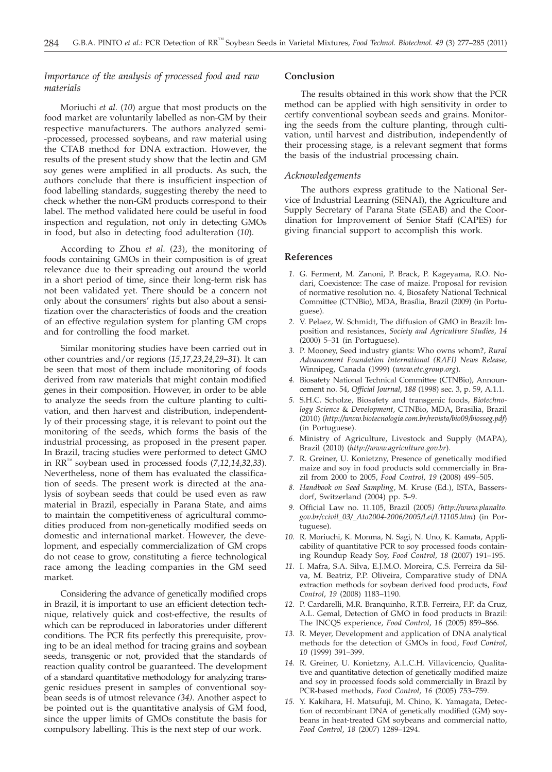### *Importance of the analysis of processed food and raw materials*

Moriuchi *et al.* (*10*) argue that most products on the food market are voluntarily labelled as non-GM by their respective manufacturers. The authors analyzed semi-processed, processed soybeans, and raw material using the CTAB method for DNA extraction. However, the results of the present study show that the lectin and GM soy genes were amplified in all products. As such, the authors conclude that there is insufficient inspection of food labelling standards, suggesting thereby the need to check whether the non-GM products correspond to their label. The method validated here could be useful in food inspection and regulation, not only in detecting GMOs in food, but also in detecting food adulteration (*10*).

According to Zhou *et al.* (*23*), the monitoring of foods containing GMOs in their composition is of great relevance due to their spreading out around the world in a short period of time, since their long-term risk has not been validated yet. There should be a concern not only about the consumers' rights but also about a sensitization over the characteristics of foods and the creation of an effective regulation system for planting GM crops and for controlling the food market.

Similar monitoring studies have been carried out in other countries and/or regions (*15,17,23,24,29–31*). It can be seen that most of them include monitoring of foods derived from raw materials that might contain modified genes in their composition. However, in order to be able to analyze the seeds from the culture planting to cultivation, and then harvest and distribution, independently of their processing stage, it is relevant to point out the monitoring of the seeds, which forms the basis of the industrial processing, as proposed in the present paper. In Brazil, tracing studies were performed to detect GMO in RR™ soybean used in processed foods (*7,12,14,32,33*). Nevertheless, none of them has evaluated the classification of seeds. The present work is directed at the analysis of soybean seeds that could be used even as raw material in Brazil, especially in Parana State, and aims to maintain the competitiveness of agricultural commodities produced from non-genetically modified seeds on domestic and international market. However, the development, and especially commercialization of GM crops do not cease to grow, constituting a fierce technological race among the leading companies in the GM seed market.

Considering the advance of genetically modified crops in Brazil, it is important to use an efficient detection technique, relatively quick and cost-effective, the results of which can be reproduced in laboratories under different conditions. The PCR fits perfectly this prerequisite, proving to be an ideal method for tracing grains and soybean seeds, transgenic or not, provided that the standards of reaction quality control be guaranteed. The development of a standard quantitative methodology for analyzing transgenic residues present in samples of conventional soybean seeds is of utmost relevance *(34)*. Another aspect to be pointed out is the quantitative analysis of GM food, since the upper limits of GMOs constitute the basis for compulsory labelling. This is the next step of our work.

## Conclusion

The results obtained in this work show that the PCR method can be applied with high sensitivity in order to certify conventional soybean seeds and grains. Monitoring the seeds from the culture planting, through cultivation, until harvest and distribution, independently of their processing stage, is a relevant segment that forms the basis of the industrial processing chain.

### *Acknowledgements*

The authors express gratitude to the National Service of Industrial Learning (SENAI), the Agriculture and Supply Secretary of Parana State (SEAB) and the Coordination for Improvement of Senior Staff (CAPES) for giving financial support to accomplish this work.

## References

1. G. Ferment, M. Zanoni, P. Brack, P. Kageyama, R.O. Nodari, Coexistence: The case of maize. Proposal for revision of normative resolution no. 4, Biosafety National Technical Committee (CTNBio), MDA, Brasília, Brazil (2009) (in Portuguese).
2. V. Pelaez, W. Schmidt, The diffusion of GMO in Brazil: Imposition and resistances, *Society and Agriculture Studies*, *14* (2000) 5–31 (in Portuguese).
3. P. Mooney, Seed industry giants: Who owns whom?, *Rural Advancement Foundation International (RAFI) News Release,* Winnipeg, Canada (1999) (*www.etc.group.org*).
4. Biosafety National Technical Committee (CTNBio), Announcement no. 54, *Official Journal, 188* (1998) sec. 3, p. 59, A.1.1.
5. S.H.C. Scholze, Biosafety and transgenic foods, *Biotechnology Science* & *Development*, CTNBio, MDA**,** Brasilia, Brazil (2010) (*http://www.biotecnologia.com.br/revista/bio09/biosseg.pdf*) (in Portuguese).
6. Ministry of Agriculture, Livestock and Supply (MAPA), Brazil (2010) (*http://www.agricultura.gov.br*).
7. R. Greiner, U. Konietzny, Presence of genetically modified maize and soy in food products sold commercially in Brazil from 2000 to 2005, *Food Control, 19* (2008) 499–505.
8. *Handbook on Seed Sampling*, M. Kruse (Ed.), ISTA, Bassersdorf, Switzerland (2004) pp. 5–9.
9. Official Law no. 11.105, Brazil (2005*) (http://www.planalto.gov.br/ccivil_03/_Ato2004-2006/2005/Lei/L11105.htm*) (in Portuguese).
10. R. Moriuchi, K. Monma, N. Sagi, N. Uno, K. Kamata, Applicability of quantitative PCR to soy processed foods containing Roundup Ready Soy, *Food Control, 18* (2007) 191–195.
11. I. Mafra, S.A. Silva, E.J.M.O. Moreira, C.S. Ferreira da Silva, M. Beatriz, P.P. Oliveira, Comparative study of DNA extraction methods for soybean derived food products, *Food Control*, *19* (2008) 1183–1190.
12. P. Cardarelli, M.R. Branquinho, R.T.B. Ferreira, F.P. da Cruz, A.L. Gemal, Detection of GMO in food products in Brazil: The INCQS experience, *Food Control*, *16* (2005) 859–866.
13. R. Meyer, Development and application of DNA analytical methods for the detection of GMOs in food, *Food Control*, *10* (1999) 391–399.
14. R. Greiner, U. Konietzny, A.L.C.H. Villavicencio, Qualitative and quantitative detection of genetically modified maize and soy in processed foods sold commercially in Brazil by PCR-based methods, *Food Control*, *16* (2005) 753–759.
15. Y. Kakihara, H. Matsufuji, M. Chino, K. Yamagata, Detection of recombinant DNA of genetically modified (GM) soybeans in heat-treated GM soybeans and commercial natto, *Food Control*, *18* (2007) 1289–1294.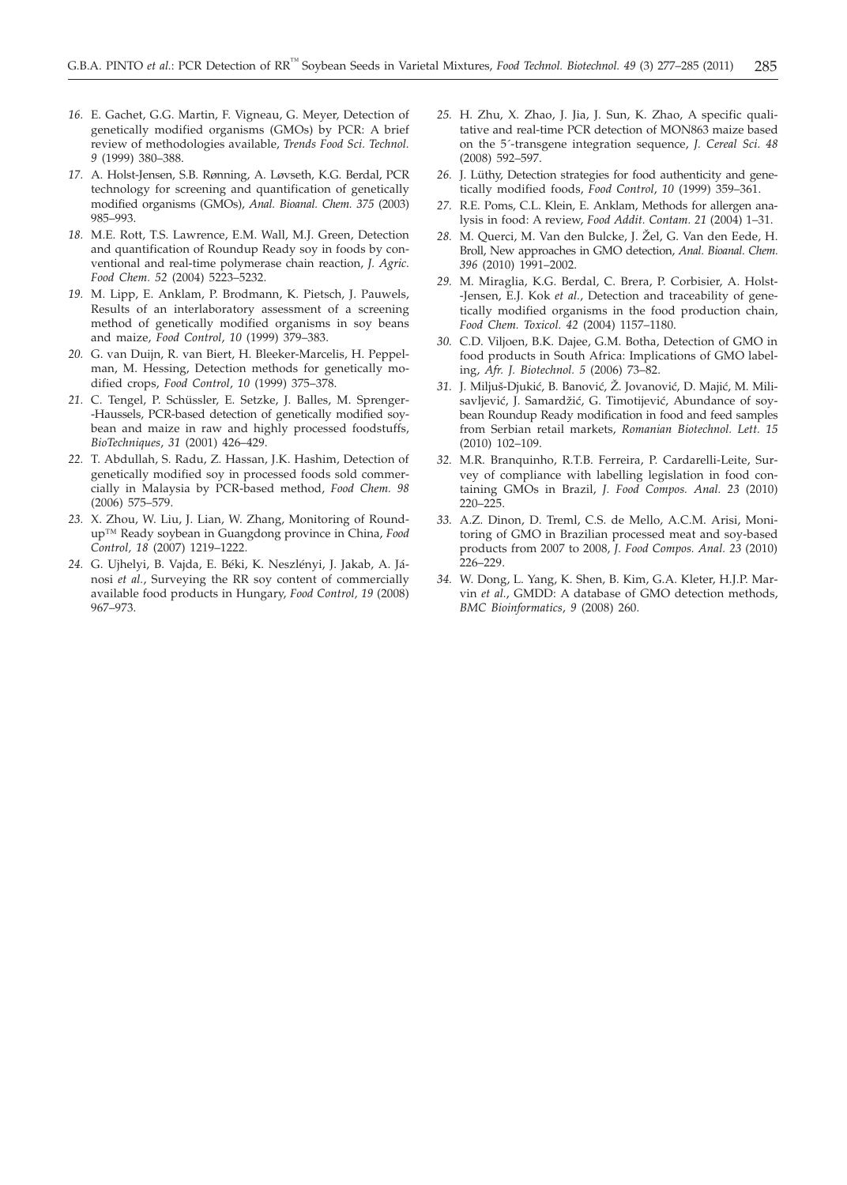*16.* E. Gachet, G.G. Martin, F. Vigneau, G. Meyer, Detection of genetically modified organisms (GMOs) by PCR: A brief review of methodologies available, *Trends Food Sci. Technol. 9* (1999) 380–388.

*17.* A. Holst-Jensen, S.B. Rønning, A. Løvseth, K.G. Berdal, PCR technology for screening and quantification of genetically modified organisms (GMOs), *Anal. Bioanal. Chem. 375* (2003) 985–993.

*18.* M.E. Rott, T.S. Lawrence, E.M. Wall, M.J. Green, Detection and quantification of Roundup Ready soy in foods by conventional and real-time polymerase chain reaction, *J. Agric. Food Chem. 52* (2004) 5223–5232.

*19.* M. Lipp, E. Anklam, P. Brodmann, K. Pietsch, J. Pauwels, Results of an interlaboratory assessment of a screening method of genetically modified organisms in soy beans and maize, *Food Control*, *10* (1999) 379–383.

*20.* G. van Duijn, R. van Biert, H. Bleeker-Marcelis, H. Peppelman, M. Hessing, Detection methods for genetically modified crops, *Food Control*, *10* (1999) 375–378.

*21.* C. Tengel, P. Schüssler, E. Setzke, J. Balles, M. Sprenger-Haussels, PCR-based detection of genetically modified soybean and maize in raw and highly processed foodstuffs, *BioTechniques*, *31* (2001) 426–429.

*22.* T. Abdullah, S. Radu, Z. Hassan, J.K. Hashim, Detection of genetically modified soy in processed foods sold commercially in Malaysia by PCR-based method, *Food Chem. 98* (2006) 575–579.

*23.* X. Zhou, W. Liu, J. Lian, W. Zhang, Monitoring of Roundup™ Ready soybean in Guangdong province in China, *Food Control, 18* (2007) 1219–1222.

*24.* G. Ujhelyi, B. Vajda, E. Béki, K. Neszlényi, J. Jakab, A. Jánosi *et al.*, Surveying the RR soy content of commercially available food products in Hungary, *Food Control*, *19* (2008) 967–973.

*25.* H. Zhu, X. Zhao, J. Jia, J. Sun, K. Zhao, A specific qualitative and real-time PCR detection of MON863 maize based on the 5´-transgene integration sequence, *J. Cereal Sci. 48* (2008) 592–597.

*26.* J. Lüthy, Detection strategies for food authenticity and genetically modified foods, *Food Control*, *10* (1999) 359–361.

*27.* R.E. Poms, C.L. Klein, E. Anklam, Methods for allergen analysis in food: A review, *Food Addit. Contam. 21* (2004) 1–31.

*28.* M. Querci, M. Van den Bulcke, J. Žel, G. Van den Eede, H. Broll, New approaches in GMO detection, *Anal. Bioanal. Chem. 396* (2010) 1991–2002.

*29.* M. Miraglia, K.G. Berdal, C. Brera, P. Corbisier, A. Holst-Jensen, E.J. Kok *et al.*, Detection and traceability of genetically modified organisms in the food production chain, *Food Chem. Toxicol. 42* (2004) 1157–1180.

*30.* C.D. Viljoen, B.K. Dajee, G.M. Botha, Detection of GMO in food products in South Africa: Implications of GMO labelling, *Afr. J. Biotechnol. 5* (2006) 73–82.

*31.* J. Miljuš-Djukić, B. Banović, Ž. Jovanović, D. Majić, M. Milisavljević, J. Samardžić, G. Timotijević, Abundance of soybean Roundup Ready modification in food and feed samples from Serbian retail markets, *Romanian Biotechnol. Lett. 15* (2010) 102–109.

*32.* M.R. Branquinho, R.T.B. Ferreira, P. Cardarelli-Leite, Survey of compliance with labelling legislation in food containing GMOs in Brazil, *J. Food Compos. Anal. 23* (2010) 220–225.

*33.* A.Z. Dinon, D. Treml, C.S. de Mello, A.C.M. Arisi, Monitoring of GMO in Brazilian processed meat and soy-based products from 2007 to 2008, *J. Food Compos. Anal. 23* (2010) 226–229.

*34.* W. Dong, L. Yang, K. Shen, B. Kim, G.A. Kleter, H.J.P. Marvin *et al.*, GMDD: A database of GMO detection methods, *BMC Bioinformatics*, *9* (2008) 260.